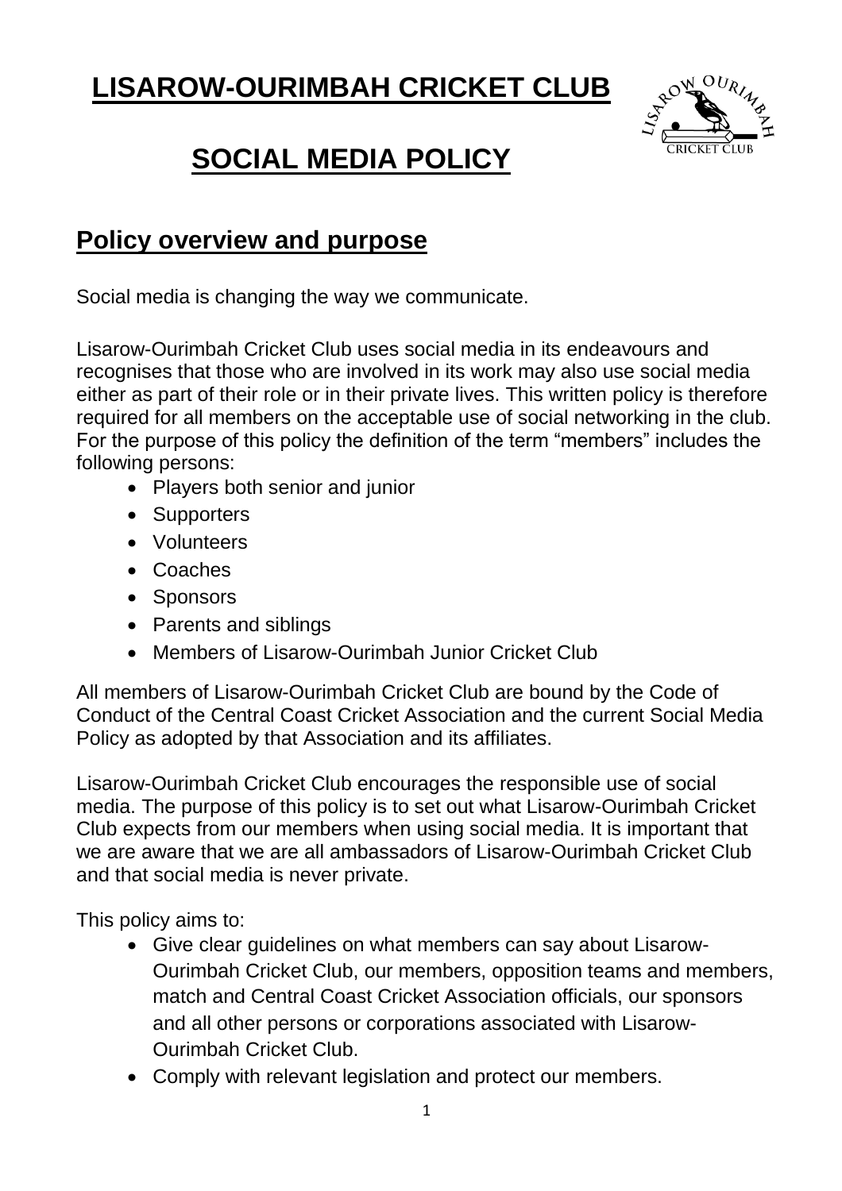# LISAROW-OURIMBAH CRICKET CLUB

# SOCIAL MEDIA POLICY

## Policy overview and purpose

Social media is changing the way we communicate.

Lisarow-Ourimbah Cricket Club uses social media in its endeavours and recognises that those who are involved in its work may also use social media either as part of their role or in their private lives. This written policy is therefore required for all members on the acceptable use of social networking in the club. For the purpose of this policy the definition of the term "members" includes the following persons:

- Players both senior and junior
- Supporters
- Volunteers
- Coaches
- Sponsors
- Parents and siblings
- Members of Lisarow-Ourimbah Junior Cricket Club

All members of Lisarow-Ourimbah Cricket Club are bound by the Code of Conduct of the Central Coast Cricket Association and the current Social Media Policy as adopted by that Association and its affiliates.

Lisarow-Ourimbah Cricket Club encourages the responsible use of social media. The purpose of this policy is to set out what Lisarow-Ourimbah Cricket Club expects from our members when using social media. It is important that we are aware that we are all ambassadors of Lisarow-Ourimbah Cricket Club and that social media is never private.

This policy aims to:

- Give clear guidelines on what members can say about Lisarow-Ourimbah Cricket Club, our members, opposition teams and members, match and Central Coast Cricket Association officials, our sponsors and all other persons or corporations associated with Lisarow-Ourimbah Cricket Club.
- Comply with relevant legislation and protect our members.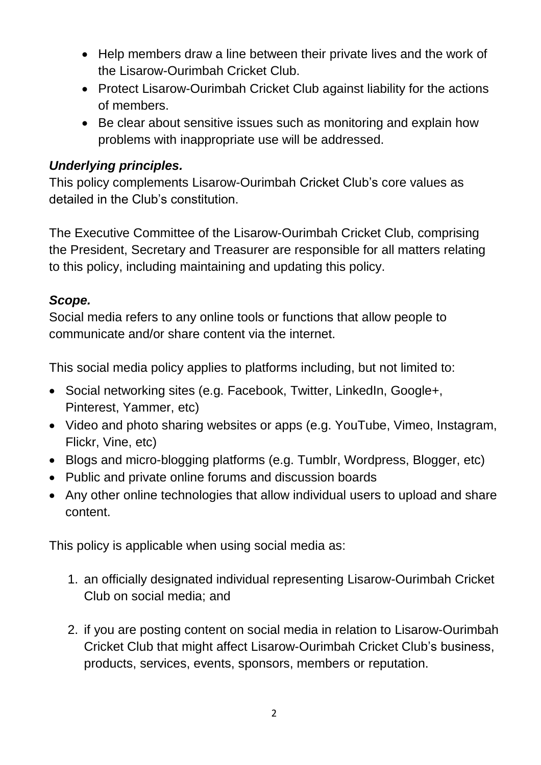- Help members draw a line between their private lives and the work of the Lisarow-Ourimbah Cricket Club.
- Protect Lisarow-Ourimbah Cricket Club against liability for the actions of members.
- Be clear about sensitive issues such as monitoring and explain how problems with inappropriate use will be addressed.

***Underlying principles.***

This policy complements Lisarow-Ourimbah Cricket Club's core values as detailed in the Club's constitution.

The Executive Committee of the Lisarow-Ourimbah Cricket Club, comprising the President, Secretary and Treasurer are responsible for all matters relating to this policy, including maintaining and updating this policy.

***Scope.***

Social media refers to any online tools or functions that allow people to communicate and/or share content via the internet.

This social media policy applies to platforms including, but not limited to:

- Social networking sites (e.g. Facebook, Twitter, LinkedIn, Google+, Pinterest, Yammer, etc)
- Video and photo sharing websites or apps (e.g. YouTube, Vimeo, Instagram, Flickr, Vine, etc)
- Blogs and micro-blogging platforms (e.g. Tumblr, Wordpress, Blogger, etc)
- Public and private online forums and discussion boards
- Any other online technologies that allow individual users to upload and share content.

This policy is applicable when using social media as:

1. an officially designated individual representing Lisarow-Ourimbah Cricket Club on social media; and

2. if you are posting content on social media in relation to Lisarow-Ourimbah Cricket Club that might affect Lisarow-Ourimbah Cricket Club's business, products, services, events, sponsors, members or reputation.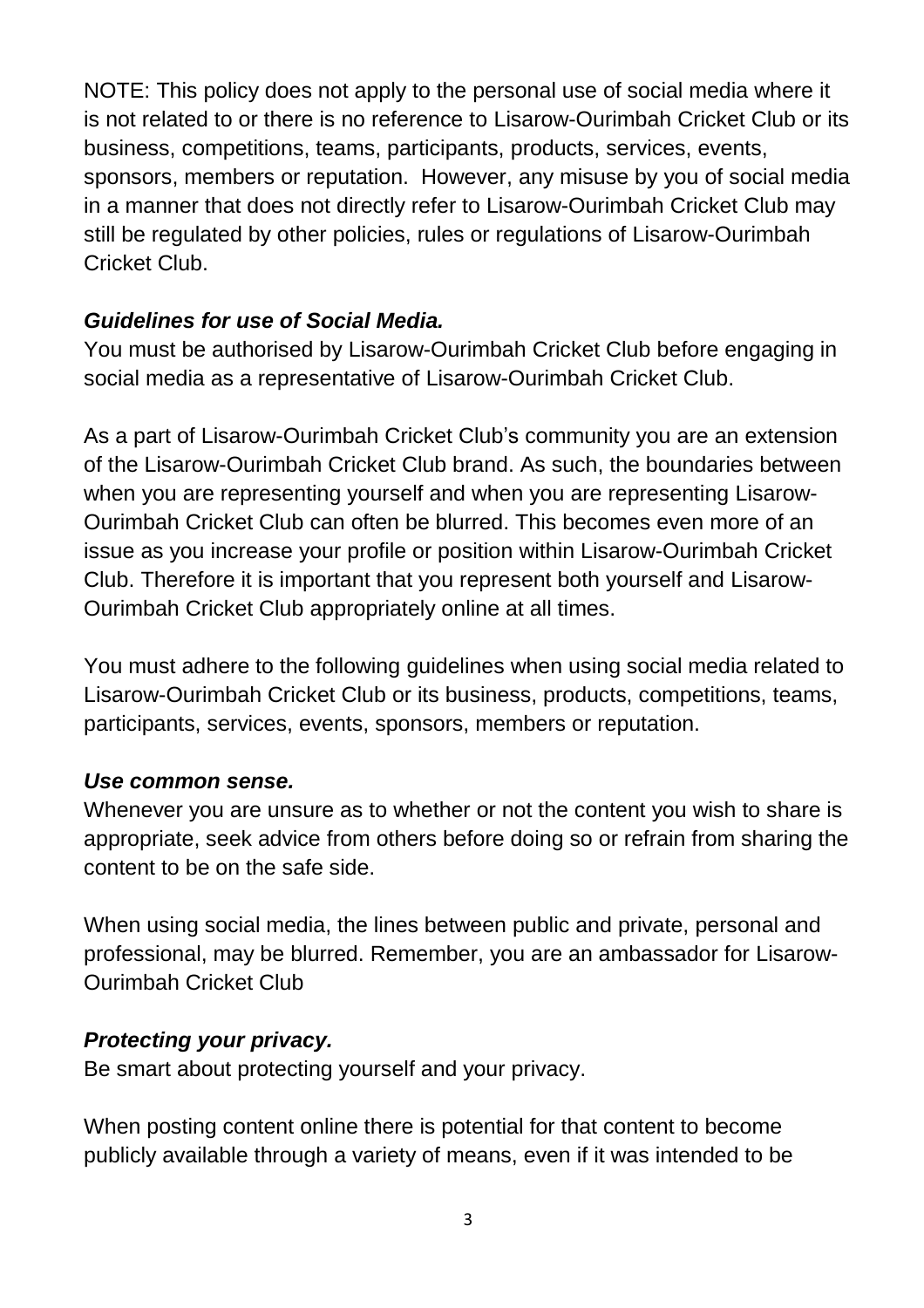NOTE: This policy does not apply to the personal use of social media where it is not related to or there is no reference to Lisarow-Ourimbah Cricket Club or its business, competitions, teams, participants, products, services, events, sponsors, members or reputation. However, any misuse by you of social media in a manner that does not directly refer to Lisarow-Ourimbah Cricket Club may still be regulated by other policies, rules or regulations of Lisarow-Ourimbah Cricket Club.

***Guidelines for use of Social Media.***

You must be authorised by Lisarow-Ourimbah Cricket Club before engaging in social media as a representative of Lisarow-Ourimbah Cricket Club.

As a part of Lisarow-Ourimbah Cricket Club's community you are an extension of the Lisarow-Ourimbah Cricket Club brand. As such, the boundaries between when you are representing yourself and when you are representing Lisarow-Ourimbah Cricket Club can often be blurred. This becomes even more of an issue as you increase your profile or position within Lisarow-Ourimbah Cricket Club. Therefore it is important that you represent both yourself and Lisarow-Ourimbah Cricket Club appropriately online at all times.

You must adhere to the following guidelines when using social media related to Lisarow-Ourimbah Cricket Club or its business, products, competitions, teams, participants, services, events, sponsors, members or reputation.

***Use common sense.***

Whenever you are unsure as to whether or not the content you wish to share is appropriate, seek advice from others before doing so or refrain from sharing the content to be on the safe side.

When using social media, the lines between public and private, personal and professional, may be blurred. Remember, you are an ambassador for Lisarow-Ourimbah Cricket Club

***Protecting your privacy.***

Be smart about protecting yourself and your privacy.

When posting content online there is potential for that content to become publicly available through a variety of means, even if it was intended to be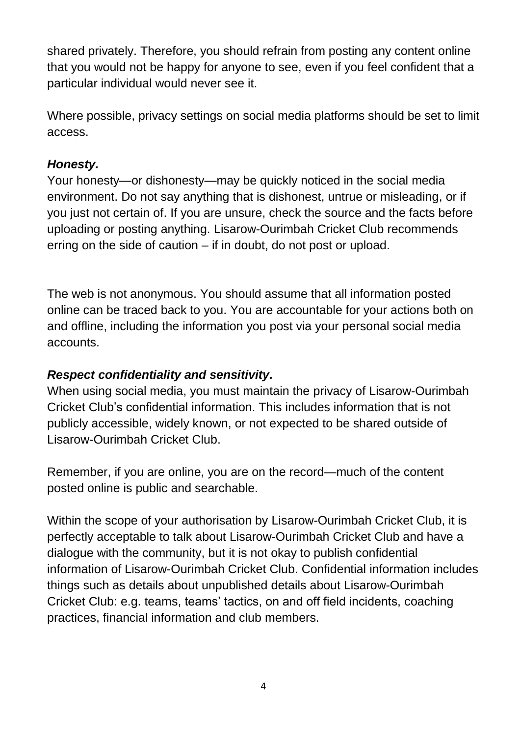shared privately. Therefore, you should refrain from posting any content online that you would not be happy for anyone to see, even if you feel confident that a particular individual would never see it.

Where possible, privacy settings on social media platforms should be set to limit access.

***Honesty.***

Your honesty—or dishonesty—may be quickly noticed in the social media environment. Do not say anything that is dishonest, untrue or misleading, or if you just not certain of. If you are unsure, check the source and the facts before uploading or posting anything. Lisarow-Ourimbah Cricket Club recommends erring on the side of caution – if in doubt, do not post or upload.

The web is not anonymous. You should assume that all information posted online can be traced back to you. You are accountable for your actions both on and offline, including the information you post via your personal social media accounts.

***Respect confidentiality and sensitivity.***

When using social media, you must maintain the privacy of Lisarow-Ourimbah Cricket Club's confidential information. This includes information that is not publicly accessible, widely known, or not expected to be shared outside of Lisarow-Ourimbah Cricket Club.

Remember, if you are online, you are on the record—much of the content posted online is public and searchable.

Within the scope of your authorisation by Lisarow-Ourimbah Cricket Club, it is perfectly acceptable to talk about Lisarow-Ourimbah Cricket Club and have a dialogue with the community, but it is not okay to publish confidential information of Lisarow-Ourimbah Cricket Club. Confidential information includes things such as details about unpublished details about Lisarow-Ourimbah Cricket Club: e.g. teams, teams' tactics, on and off field incidents, coaching practices, financial information and club members.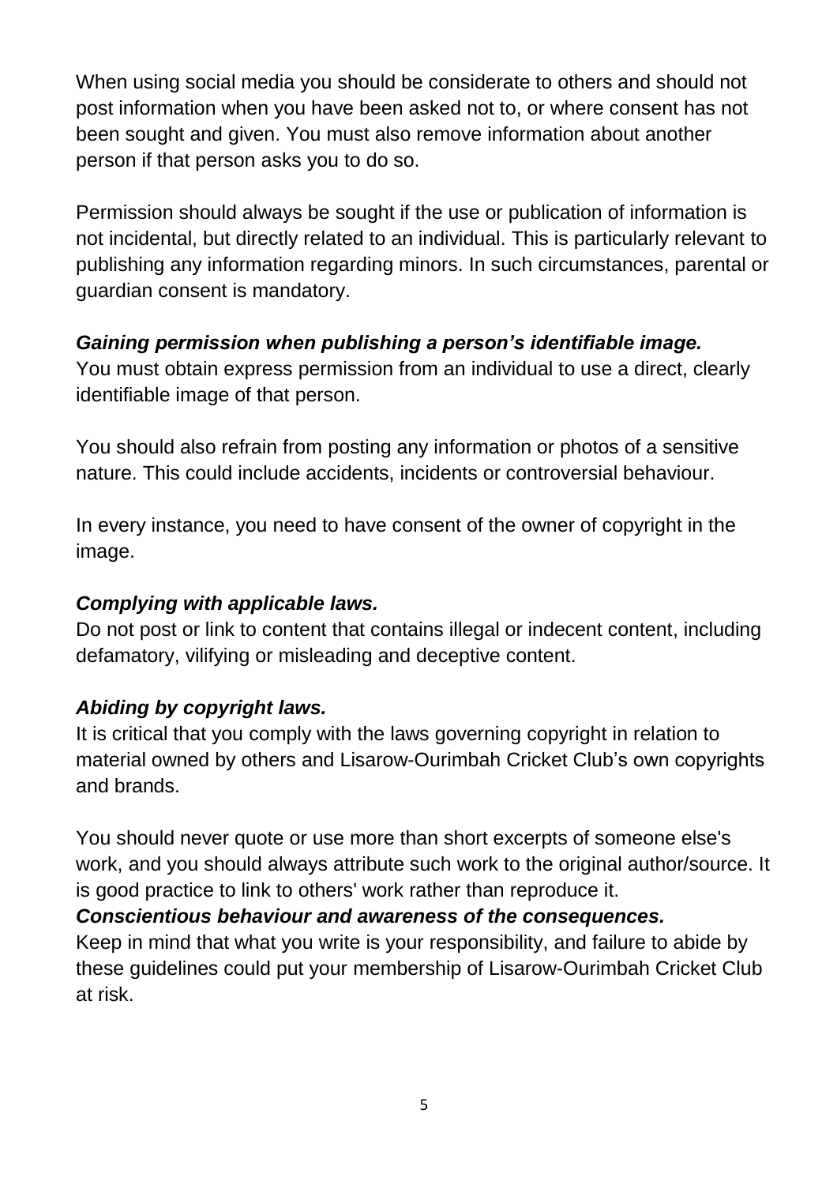When using social media you should be considerate to others and should not post information when you have been asked not to, or where consent has not been sought and given. You must also remove information about another person if that person asks you to do so.

Permission should always be sought if the use or publication of information is not incidental, but directly related to an individual. This is particularly relevant to publishing any information regarding minors. In such circumstances, parental or guardian consent is mandatory.

***Gaining permission when publishing a person's identifiable image.***
You must obtain express permission from an individual to use a direct, clearly identifiable image of that person.

You should also refrain from posting any information or photos of a sensitive nature. This could include accidents, incidents or controversial behaviour.

In every instance, you need to have consent of the owner of copyright in the image.

***Complying with applicable laws.***
Do not post or link to content that contains illegal or indecent content, including defamatory, vilifying or misleading and deceptive content.

***Abiding by copyright laws.***
It is critical that you comply with the laws governing copyright in relation to material owned by others and Lisarow-Ourimbah Cricket Club's own copyrights and brands.

You should never quote or use more than short excerpts of someone else's work, and you should always attribute such work to the original author/source. It is good practice to link to others' work rather than reproduce it.

***Conscientious behaviour and awareness of the consequences.***
Keep in mind that what you write is your responsibility, and failure to abide by these guidelines could put your membership of Lisarow-Ourimbah Cricket Club at risk.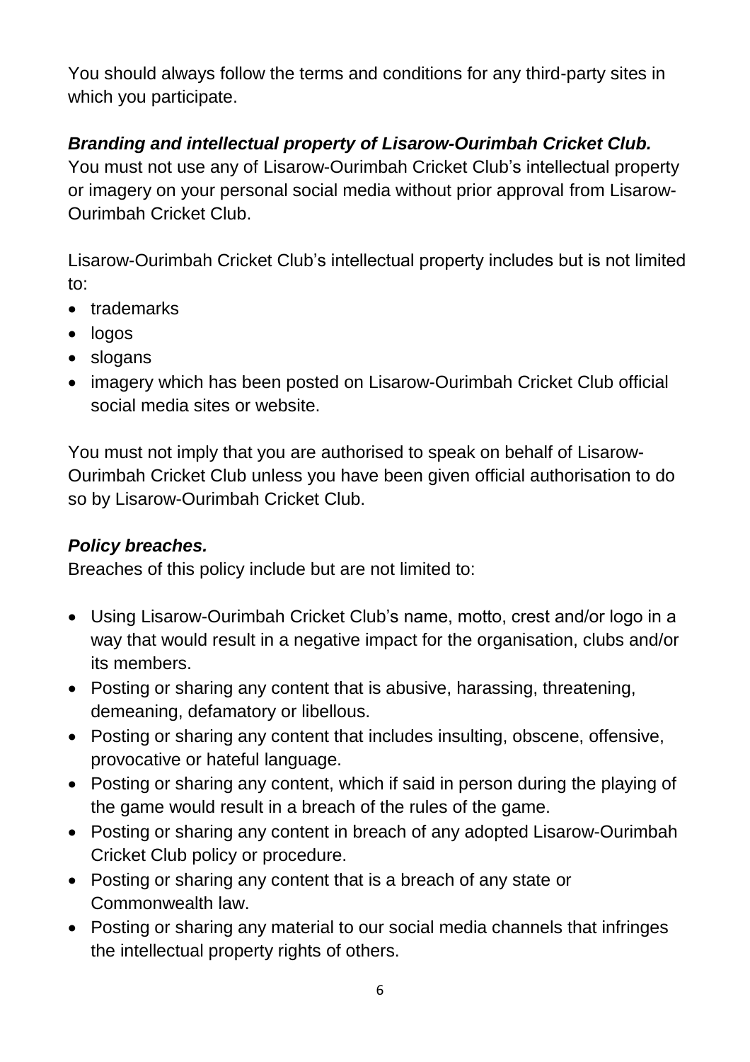You should always follow the terms and conditions for any third-party sites in which you participate.

***Branding and intellectual property of Lisarow-Ourimbah Cricket Club.***

You must not use any of Lisarow-Ourimbah Cricket Club's intellectual property or imagery on your personal social media without prior approval from Lisarow-Ourimbah Cricket Club.

Lisarow-Ourimbah Cricket Club's intellectual property includes but is not limited to:

- trademarks
- logos
- slogans
- imagery which has been posted on Lisarow-Ourimbah Cricket Club official social media sites or website.

You must not imply that you are authorised to speak on behalf of Lisarow-Ourimbah Cricket Club unless you have been given official authorisation to do so by Lisarow-Ourimbah Cricket Club.

***Policy breaches.***

Breaches of this policy include but are not limited to:

- Using Lisarow-Ourimbah Cricket Club's name, motto, crest and/or logo in a way that would result in a negative impact for the organisation, clubs and/or its members.
- Posting or sharing any content that is abusive, harassing, threatening, demeaning, defamatory or libellous.
- Posting or sharing any content that includes insulting, obscene, offensive, provocative or hateful language.
- Posting or sharing any content, which if said in person during the playing of the game would result in a breach of the rules of the game.
- Posting or sharing any content in breach of any adopted Lisarow-Ourimbah Cricket Club policy or procedure.
- Posting or sharing any content that is a breach of any state or Commonwealth law.
- Posting or sharing any material to our social media channels that infringes the intellectual property rights of others.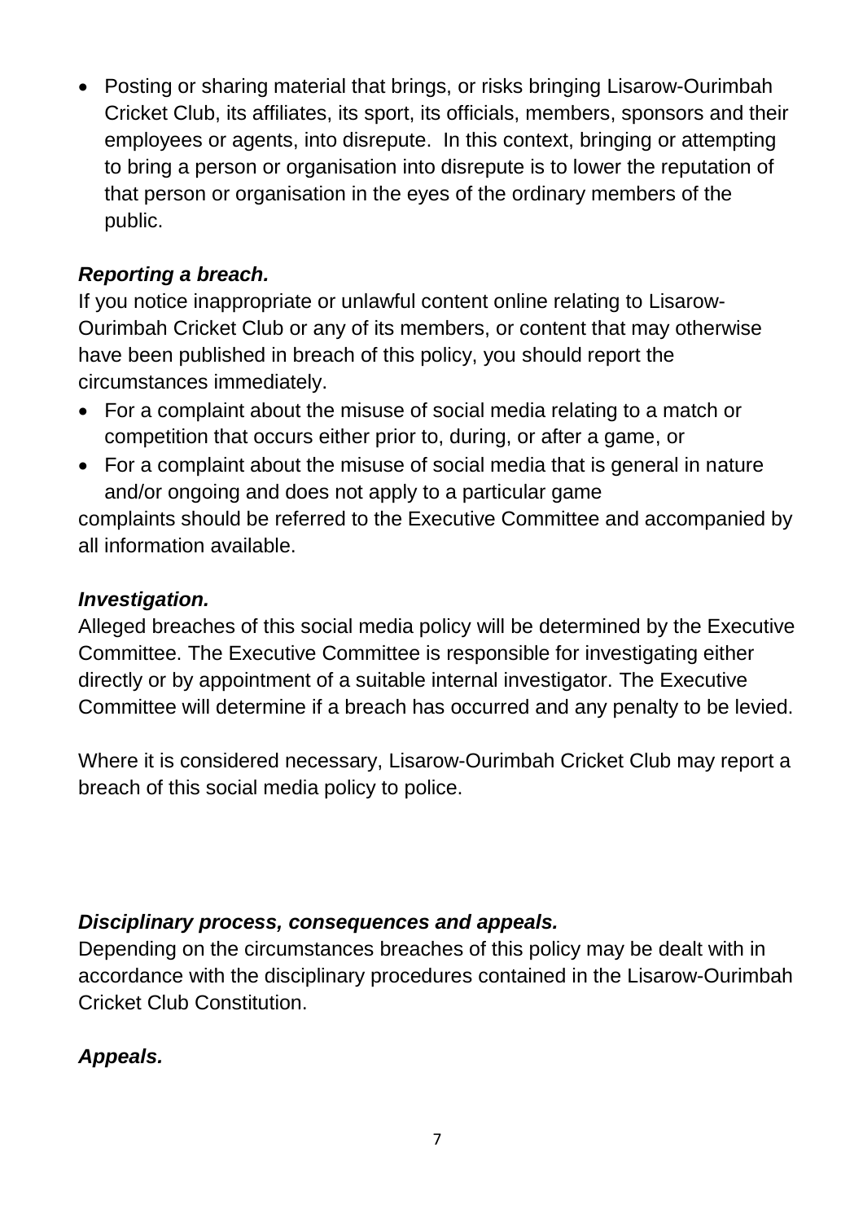- Posting or sharing material that brings, or risks bringing Lisarow-Ourimbah Cricket Club, its affiliates, its sport, its officials, members, sponsors and their employees or agents, into disrepute. In this context, bringing or attempting to bring a person or organisation into disrepute is to lower the reputation of that person or organisation in the eyes of the ordinary members of the public.

***Reporting a breach.***

If you notice inappropriate or unlawful content online relating to Lisarow-Ourimbah Cricket Club or any of its members, or content that may otherwise have been published in breach of this policy, you should report the circumstances immediately.

- For a complaint about the misuse of social media relating to a match or competition that occurs either prior to, during, or after a game, or
- For a complaint about the misuse of social media that is general in nature and/or ongoing and does not apply to a particular game

complaints should be referred to the Executive Committee and accompanied by all information available.

***Investigation.***

Alleged breaches of this social media policy will be determined by the Executive Committee. The Executive Committee is responsible for investigating either directly or by appointment of a suitable internal investigator. The Executive Committee will determine if a breach has occurred and any penalty to be levied.

Where it is considered necessary, Lisarow-Ourimbah Cricket Club may report a breach of this social media policy to police.

***Disciplinary process, consequences and appeals.***

Depending on the circumstances breaches of this policy may be dealt with in accordance with the disciplinary procedures contained in the Lisarow-Ourimbah Cricket Club Constitution.

***Appeals.***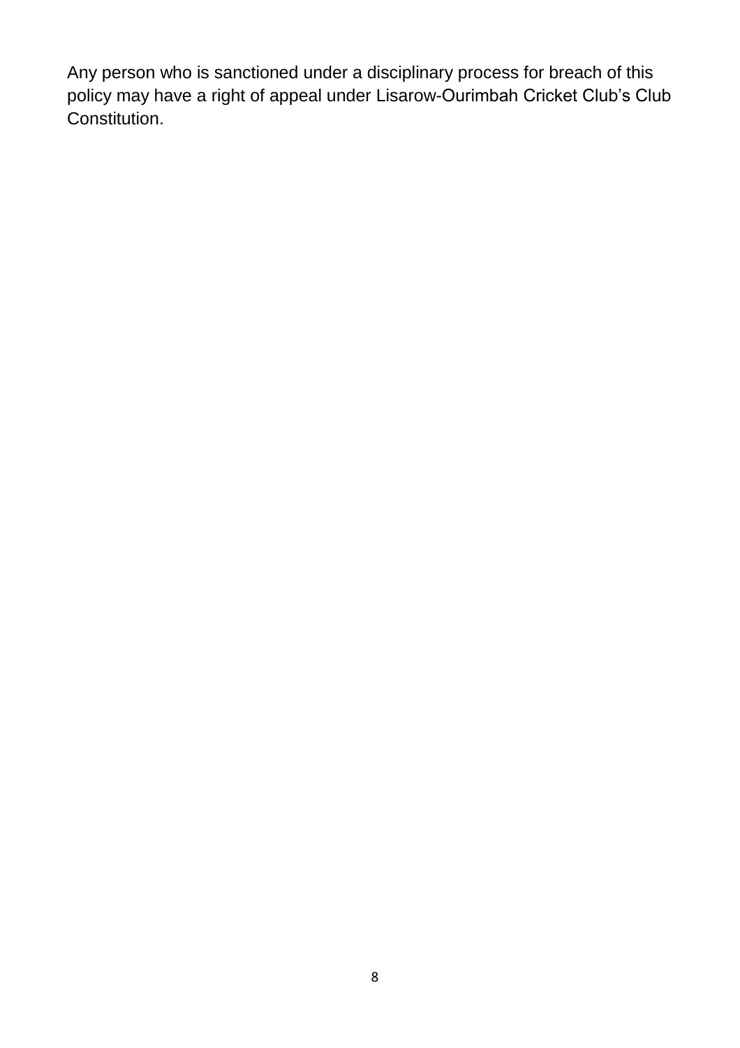Any person who is sanctioned under a disciplinary process for breach of this policy may have a right of appeal under Lisarow-Ourimbah Cricket Club's Club Constitution.